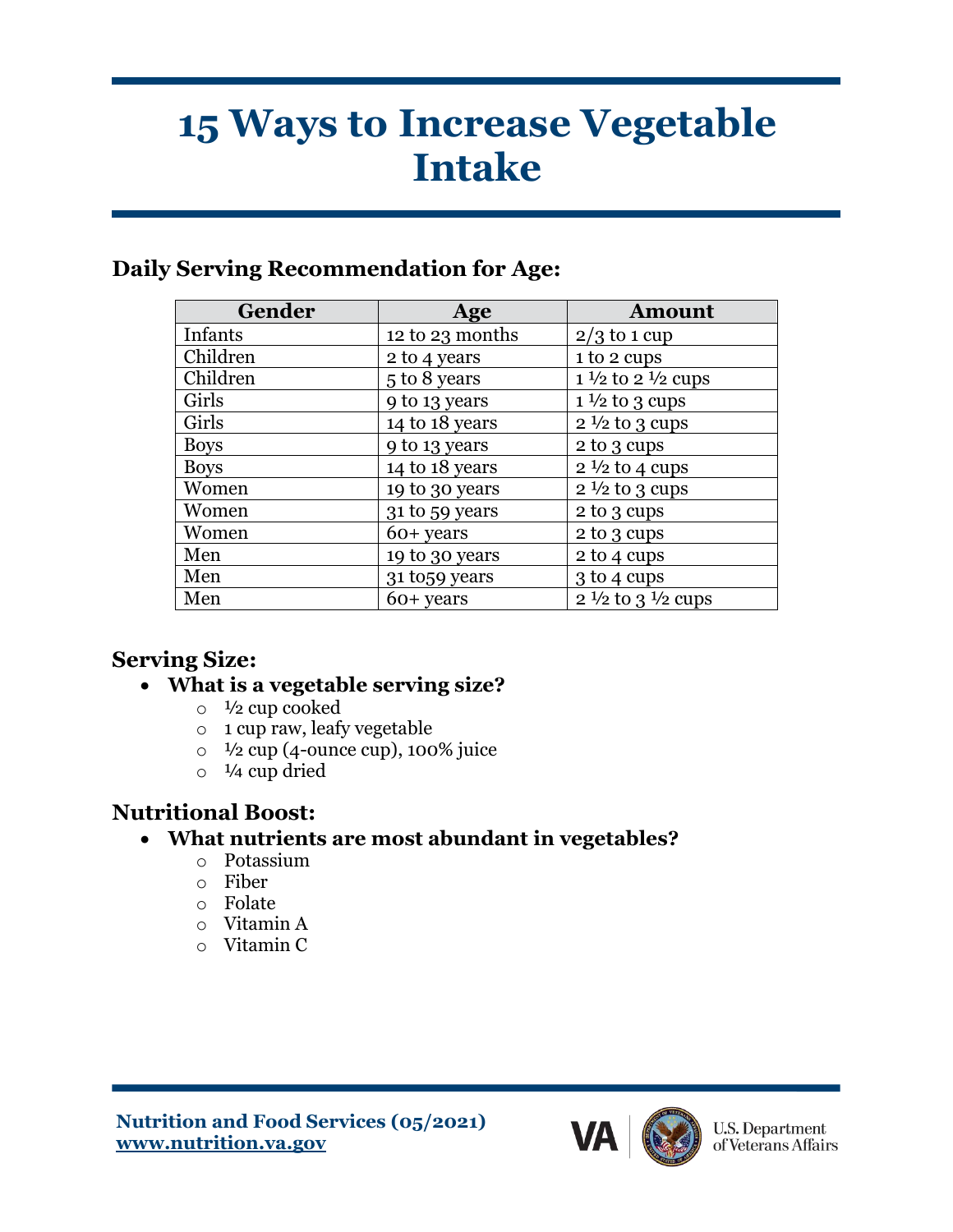# 15 Ways to Increase Vegetable Intake

## Daily Serving Recommendation for Age:

| Gender | Age | Amount |
| --- | --- | --- |
| Infants | 12 to 23 months | 2/3 to 1 cup |
| Children | 2 to 4 years | 1 to 2 cups |
| Children | 5 to 8 years | 1 ½ to 2 ½ cups |
| Girls | 9 to 13 years | 1 ½ to 3 cups |
| Girls | 14 to 18 years | 2 ½ to 3 cups |
| Boys | 9 to 13 years | 2 to 3 cups |
| Boys | 14 to 18 years | 2 ½ to 4 cups |
| Women | 19 to 30 years | 2 ½ to 3 cups |
| Women | 31 to 59 years | 2 to 3 cups |
| Women | 60+ years | 2 to 3 cups |
| Men | 19 to 30 years | 2 to 4 cups |
| Men | 31 to59 years | 3 to 4 cups |
| Men | 60+ years | 2 ½ to 3 ½ cups |

## Serving Size:

- **What is a vegetable serving size?**
  - ½ cup cooked
  - 1 cup raw, leafy vegetable
  - ½ cup (4-ounce cup), 100% juice
  - ¼ cup dried

## Nutritional Boost:

- **What nutrients are most abundant in vegetables?**
  - Potassium
  - Fiber
  - Folate
  - Vitamin A
  - Vitamin C

**Nutrition and Food Services (05/2021)**
**www.nutrition.va.gov**

U.S. Department of Veterans Affairs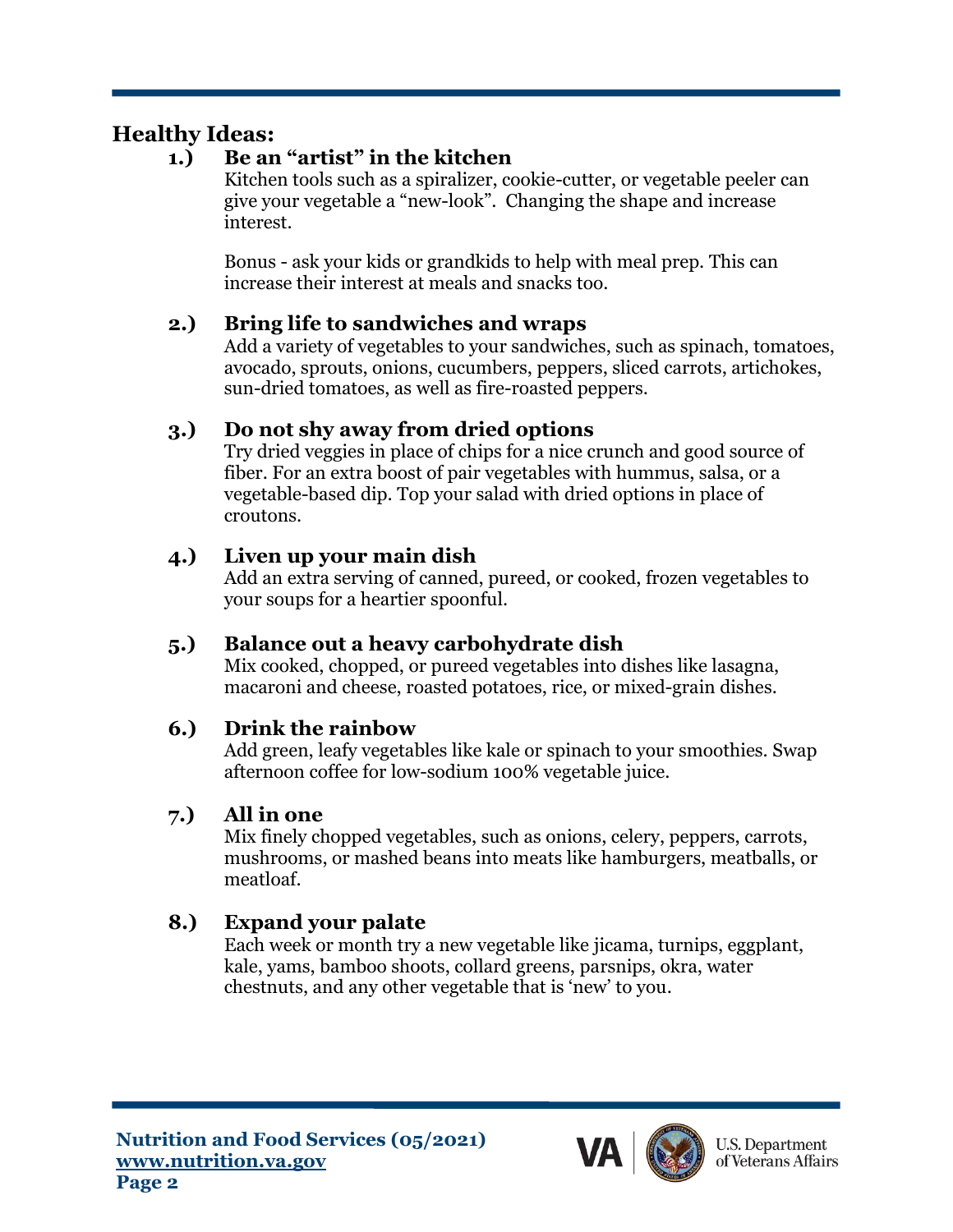## Healthy Ideas:

1.) **Be an "artist" in the kitchen**

Kitchen tools such as a spiralizer, cookie-cutter, or vegetable peeler can give your vegetable a "new-look". Changing the shape and increase interest.

Bonus - ask your kids or grandkids to help with meal prep. This can increase their interest at meals and snacks too.

2.) **Bring life to sandwiches and wraps**

Add a variety of vegetables to your sandwiches, such as spinach, tomatoes, avocado, sprouts, onions, cucumbers, peppers, sliced carrots, artichokes, sun-dried tomatoes, as well as fire-roasted peppers.

3.) **Do not shy away from dried options**

Try dried veggies in place of chips for a nice crunch and good source of fiber. For an extra boost of pair vegetables with hummus, salsa, or a vegetable-based dip. Top your salad with dried options in place of croutons.

4.) **Liven up your main dish**

Add an extra serving of canned, pureed, or cooked, frozen vegetables to your soups for a heartier spoonful.

5.) **Balance out a heavy carbohydrate dish**

Mix cooked, chopped, or pureed vegetables into dishes like lasagna, macaroni and cheese, roasted potatoes, rice, or mixed-grain dishes.

6.) **Drink the rainbow**

Add green, leafy vegetables like kale or spinach to your smoothies. Swap afternoon coffee for low-sodium 100% vegetable juice.

7.) **All in one**

Mix finely chopped vegetables, such as onions, celery, peppers, carrots, mushrooms, or mashed beans into meats like hamburgers, meatballs, or meatloaf.

8.) **Expand your palate**

Each week or month try a new vegetable like jicama, turnips, eggplant, kale, yams, bamboo shoots, collard greens, parsnips, okra, water chestnuts, and any other vegetable that is 'new' to you.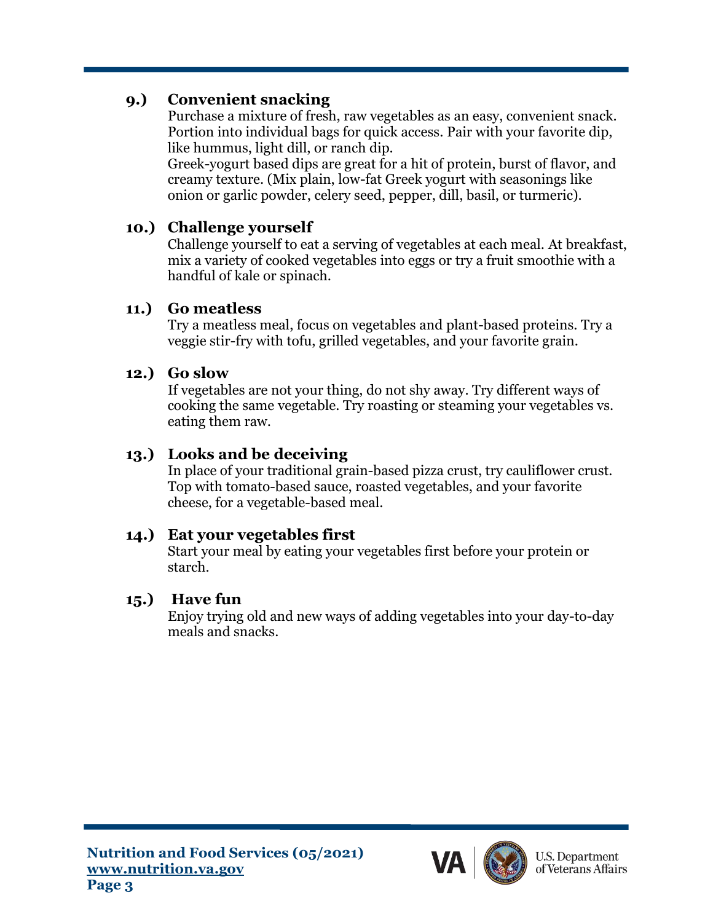**9.) Convenient snacking**

Purchase a mixture of fresh, raw vegetables as an easy, convenient snack. Portion into individual bags for quick access. Pair with your favorite dip, like hummus, light dill, or ranch dip.

Greek-yogurt based dips are great for a hit of protein, burst of flavor, and creamy texture. (Mix plain, low-fat Greek yogurt with seasonings like onion or garlic powder, celery seed, pepper, dill, basil, or turmeric).

**10.) Challenge yourself**

Challenge yourself to eat a serving of vegetables at each meal. At breakfast, mix a variety of cooked vegetables into eggs or try a fruit smoothie with a handful of kale or spinach.

**11.) Go meatless**

Try a meatless meal, focus on vegetables and plant-based proteins. Try a veggie stir-fry with tofu, grilled vegetables, and your favorite grain.

**12.) Go slow**

If vegetables are not your thing, do not shy away. Try different ways of cooking the same vegetable. Try roasting or steaming your vegetables vs. eating them raw.

**13.) Looks and be deceiving**

In place of your traditional grain-based pizza crust, try cauliflower crust. Top with tomato-based sauce, roasted vegetables, and your favorite cheese, for a vegetable-based meal.

**14.) Eat your vegetables first**

Start your meal by eating your vegetables first before your protein or starch.

**15.) Have fun**

Enjoy trying old and new ways of adding vegetables into your day-to-day meals and snacks.